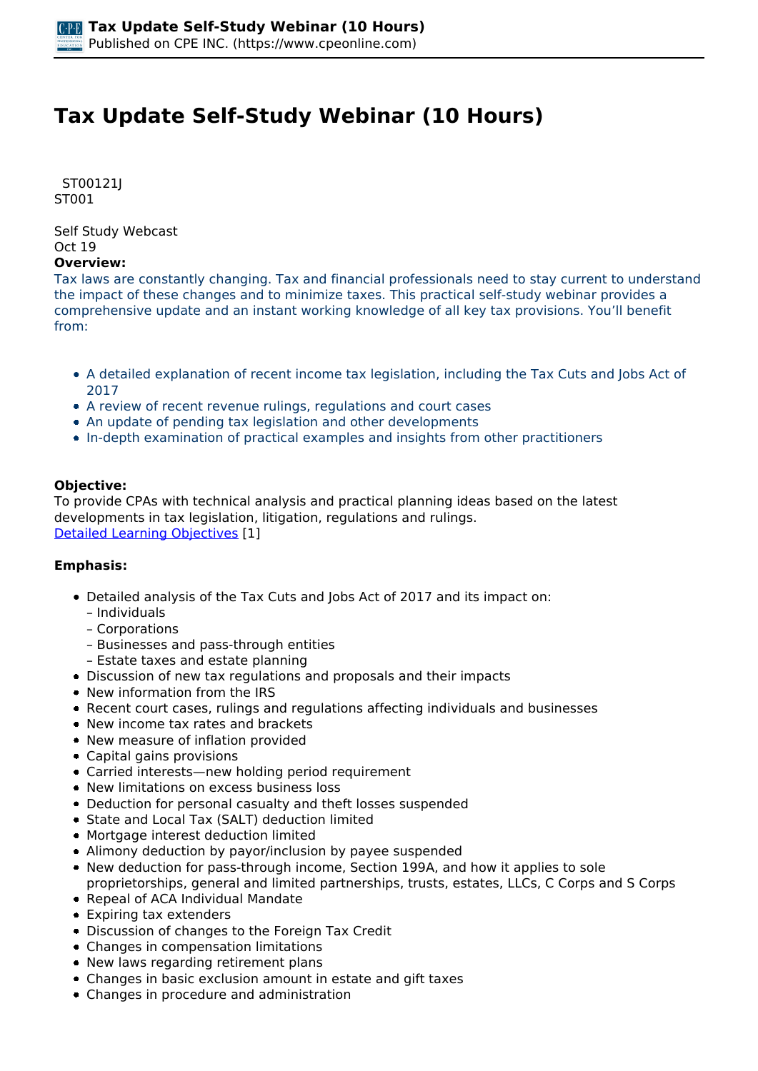# Tax Update Self-Study Webinar (10 Hours)

ST00121J
ST001

Self Study Webcast
Oct 19

**Overview:**

Tax laws are constantly changing. Tax and financial professionals need to stay current to understand the impact of these changes and to minimize taxes. This practical self-study webinar provides a comprehensive update and an instant working knowledge of all key tax provisions. You'll benefit from:

- A detailed explanation of recent income tax legislation, including the Tax Cuts and Jobs Act of 2017
- A review of recent revenue rulings, regulations and court cases
- An update of pending tax legislation and other developments
- In-depth examination of practical examples and insights from other practitioners

**Objective:**

To provide CPAs with technical analysis and practical planning ideas based on the latest developments in tax legislation, litigation, regulations and rulings.
Detailed Learning Objectives [1]

**Emphasis:**

- Detailed analysis of the Tax Cuts and Jobs Act of 2017 and its impact on:
  – Individuals
  – Corporations
  – Businesses and pass-through entities
  – Estate taxes and estate planning
- Discussion of new tax regulations and proposals and their impacts
- New information from the IRS
- Recent court cases, rulings and regulations affecting individuals and businesses
- New income tax rates and brackets
- New measure of inflation provided
- Capital gains provisions
- Carried interests—new holding period requirement
- New limitations on excess business loss
- Deduction for personal casualty and theft losses suspended
- State and Local Tax (SALT) deduction limited
- Mortgage interest deduction limited
- Alimony deduction by payor/inclusion by payee suspended
- New deduction for pass-through income, Section 199A, and how it applies to sole proprietorships, general and limited partnerships, trusts, estates, LLCs, C Corps and S Corps
- Repeal of ACA Individual Mandate
- Expiring tax extenders
- Discussion of changes to the Foreign Tax Credit
- Changes in compensation limitations
- New laws regarding retirement plans
- Changes in basic exclusion amount in estate and gift taxes
- Changes in procedure and administration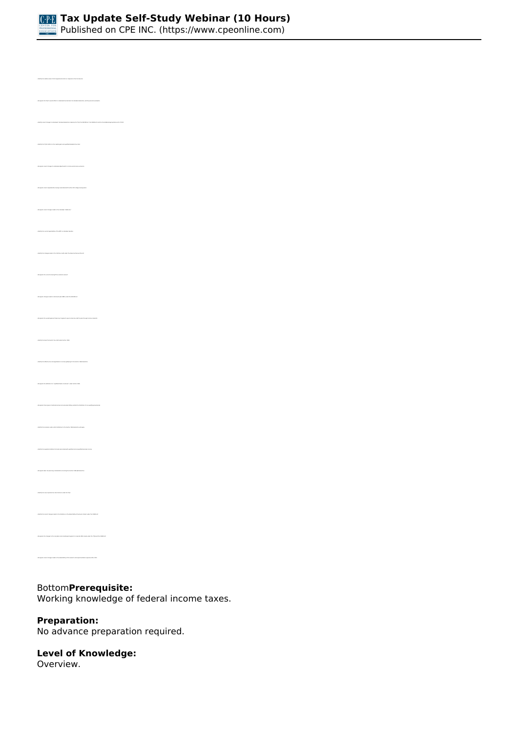Bottom**Prerequisite:**
Working knowledge of federal income taxes.

**Preparation:**
No advance preparation required.

**Level of Knowledge:**
Overview.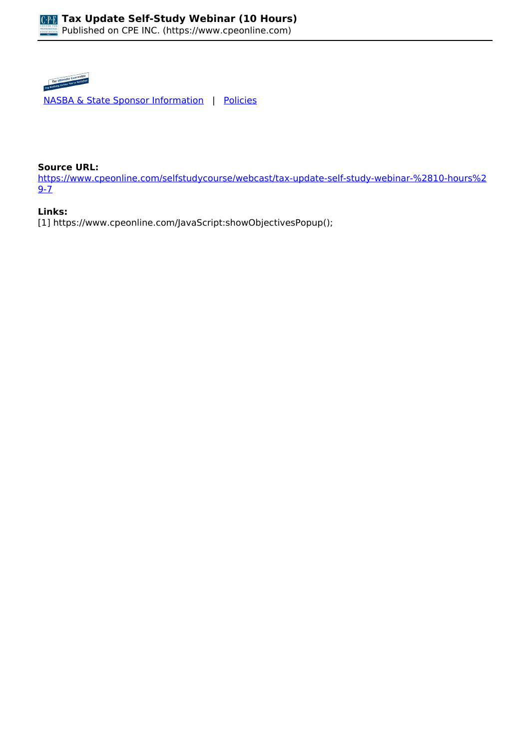NASBA & State Sponsor Information | Policies

**Source URL:**
https://www.cpeonline.com/selfstudycourse/webcast/tax-update-self-study-webinar-%2810-hours%29-7

**Links:**
[1] https://www.cpeonline.com/JavaScript:showObjectivesPopup();